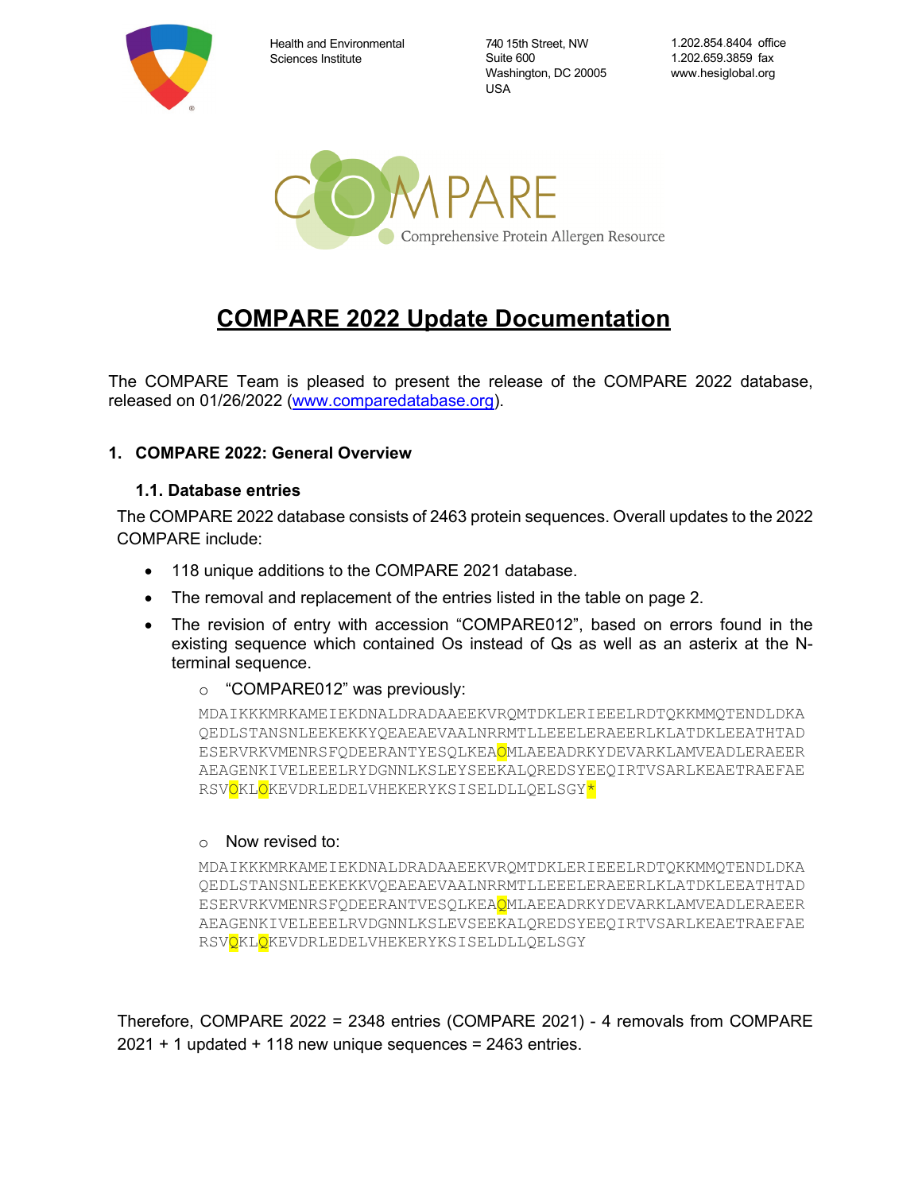Health and Environmental Sciences Institute

740 15th Street, NW
Suite 600
Washington, DC 20005
USA

1.202.854.8404 office
1.202.659.3859 fax
www.hesiglobal.org

COMPARE
Comprehensive Protein Allergen Resource

# COMPARE 2022 Update Documentation

The COMPARE Team is pleased to present the release of the COMPARE 2022 database, released on 01/26/2022 (www.comparedatabase.org).

## 1. COMPARE 2022: General Overview

### 1.1. Database entries

The COMPARE 2022 database consists of 2463 protein sequences. Overall updates to the 2022 COMPARE include:

- 118 unique additions to the COMPARE 2021 database.
- The removal and replacement of the entries listed in the table on page 2.
- The revision of entry with accession "COMPARE012", based on errors found in the existing sequence which contained Os instead of Qs as well as an asterix at the N-terminal sequence.
  - "COMPARE012" was previously:

```
MDAIKKKMRKAMEIEKDNALDRADAAEEKVRQMTDKLERIEEELRDTQKKMMQTENDLDKA
QEDLSTANSNLEEKEKKYQEAEAEVAALNRRMTLLEEELERAEERLKLATDKLEEATHTAD
ESERVRKVMENRSFQDEERANTYESQLKEAOMLAEEADRKYDEVARKLAMVEADLERAEER
AEAGENKIVELEEELRYDGNNLKSLEYSEEKALQREDSYEEQIRTVSARLKEAETRAEFAE
RSVOKLOKEVDRLEDELVHEKERYKSISELDLLQELSGY*
```

  - Now revised to:

```
MDAIKKKMRKAMEIEKDNALDRADAAEEKVRQMTDKLERIEEELRDTQKKMMQTENDLDKA
QEDLSTANSNLEEKEKKVQEAEAEVAALNRRMTLLEEELERAEERLKLATDKLEEATHTAD
ESERVRKVMENRSFQDEERANTVESQLKEAQMLAEEADRKYDEVARKLAMVEADLERAEER
AEAGENKIVELEEELRVDGNNLKSLEVSEEKALQREDSYEEQIRTVSARLKEAETRAEFAE
RSVQKLQKEVDRLEDELVHEKERYKSISELDLLQELSGY
```

Therefore, COMPARE 2022 = 2348 entries (COMPARE 2021) - 4 removals from COMPARE 2021 + 1 updated + 118 new unique sequences = 2463 entries.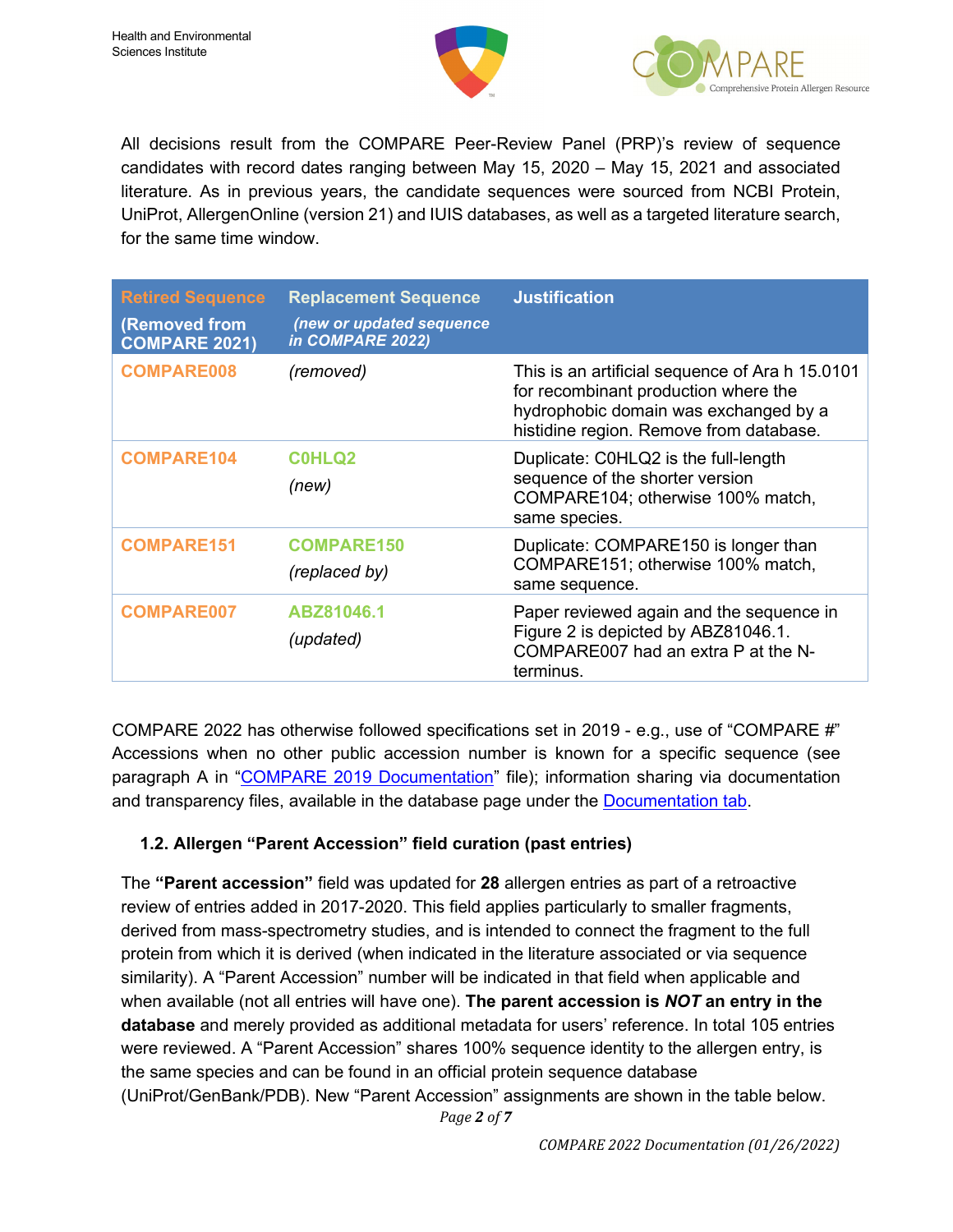All decisions result from the COMPARE Peer-Review Panel (PRP)'s review of sequence candidates with record dates ranging between May 15, 2020 – May 15, 2021 and associated literature. As in previous years, the candidate sequences were sourced from NCBI Protein, UniProt, AllergenOnline (version 21) and IUIS databases, as well as a targeted literature search, for the same time window.

| Retired Sequence (Removed from COMPARE 2021) | Replacement Sequence *(new or updated sequence in COMPARE 2022)* | Justification |
|---|---|---|
| COMPARE008 | *(removed)* | This is an artificial sequence of Ara h 15.0101 for recombinant production where the hydrophobic domain was exchanged by a histidine region. Remove from database. |
| COMPARE104 | C0HLQ2 *(new)* | Duplicate: C0HLQ2 is the full-length sequence of the shorter version COMPARE104; otherwise 100% match, same species. |
| COMPARE151 | COMPARE150 *(replaced by)* | Duplicate: COMPARE150 is longer than COMPARE151; otherwise 100% match, same sequence. |
| COMPARE007 | ABZ81046.1 *(updated)* | Paper reviewed again and the sequence in Figure 2 is depicted by ABZ81046.1. COMPARE007 had an extra P at the N-terminus. |

COMPARE 2022 has otherwise followed specifications set in 2019 - e.g., use of "COMPARE #" Accessions when no other public accession number is known for a specific sequence (see paragraph A in "COMPARE 2019 Documentation" file); information sharing via documentation and transparency files, available in the database page under the Documentation tab.

### 1.2. Allergen "Parent Accession" field curation (past entries)

The **"Parent accession"** field was updated for **28** allergen entries as part of a retroactive review of entries added in 2017-2020. This field applies particularly to smaller fragments, derived from mass-spectrometry studies, and is intended to connect the fragment to the full protein from which it is derived (when indicated in the literature associated or via sequence similarity). A "Parent Accession" number will be indicated in that field when applicable and when available (not all entries will have one). **The parent accession is *NOT* an entry in the database** and merely provided as additional metadata for users' reference. In total 105 entries were reviewed. A "Parent Accession" shares 100% sequence identity to the allergen entry, is the same species and can be found in an official protein sequence database (UniProt/GenBank/PDB). New "Parent Accession" assignments are shown in the table below.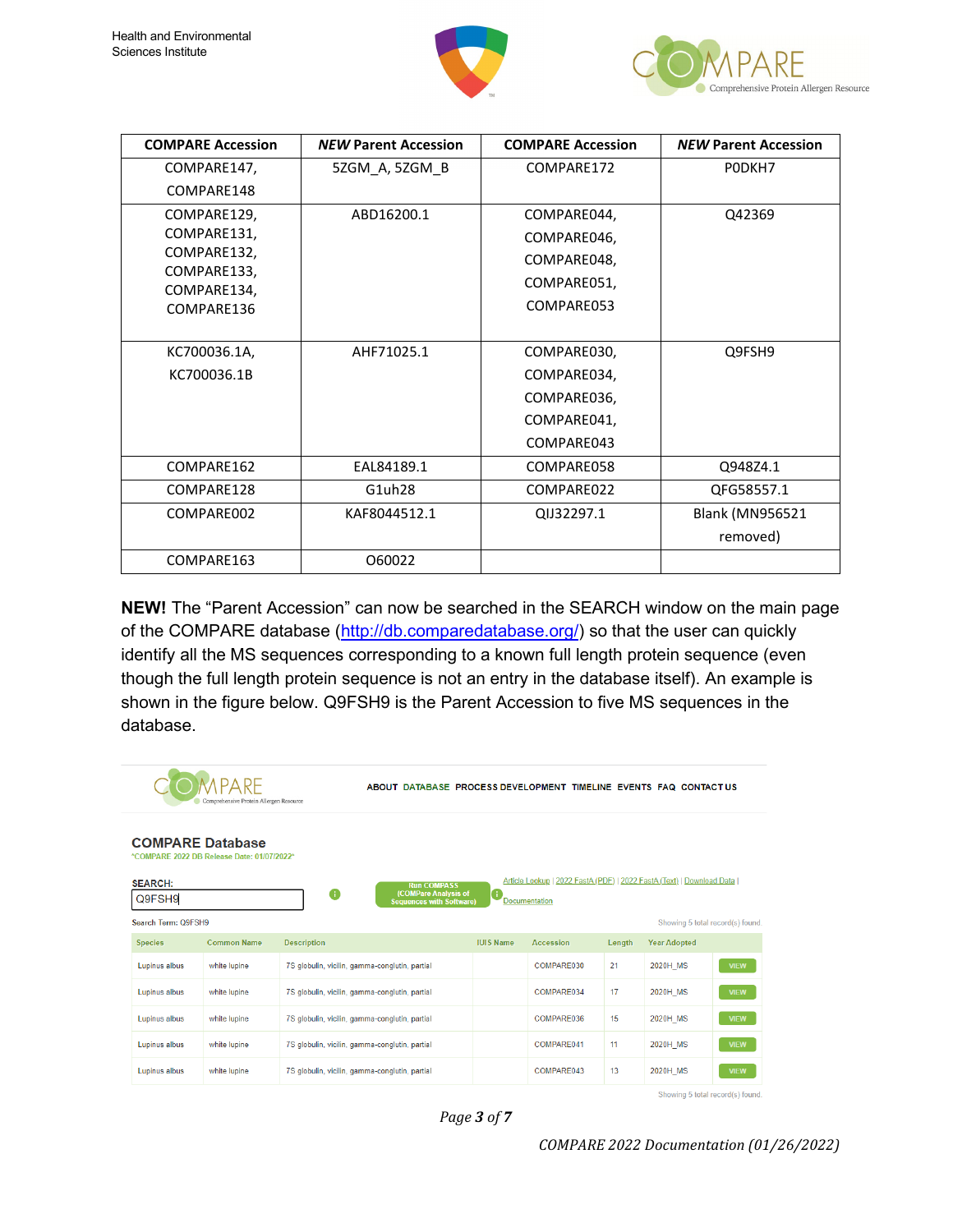| COMPARE Accession | *NEW* Parent Accession | COMPARE Accession | *NEW* Parent Accession |
|---|---|---|---|
| COMPARE147, COMPARE148 | 5ZGM_A, 5ZGM_B | COMPARE172 | P0DKH7 |
| COMPARE129, COMPARE131, COMPARE132, COMPARE133, COMPARE134, COMPARE136 | ABD16200.1 | COMPARE044, COMPARE046, COMPARE048, COMPARE051, COMPARE053 | Q42369 |
| KC700036.1A, KC700036.1B | AHF71025.1 | COMPARE030, COMPARE034, COMPARE036, COMPARE041, COMPARE043 | Q9FSH9 |
| COMPARE162 | EAL84189.1 | COMPARE058 | Q948Z4.1 |
| COMPARE128 | G1uh28 | COMPARE022 | QFG58557.1 |
| COMPARE002 | KAF8044512.1 | QIJ32297.1 | Blank (MN956521 removed) |
| COMPARE163 | O60022 | | |

**NEW!** The "Parent Accession" can now be searched in the SEARCH window on the main page of the COMPARE database (http://db.comparedatabase.org/) so that the user can quickly identify all the MS sequences corresponding to a known full length protein sequence (even though the full length protein sequence is not an entry in the database itself). An example is shown in the figure below. Q9FSH9 is the Parent Accession to five MS sequences in the database.

COMPARE Database

*COMPARE 2022 DB Release Date: 01/07/2022*

SEARCH: Q9FSH9

Search Term: Q9FSH9

Showing 5 total record(s) found.

| Species | Common Name | Description | IUIS Name | Accession | Length | Year Adopted | |
|---|---|---|---|---|---|---|---|
| Lupinus albus | white lupine | 7S globulin, vicilin, gamma-conglutin, partial | | COMPARE030 | 21 | 2020H_MS | VIEW |
| Lupinus albus | white lupine | 7S globulin, vicilin, gamma-conglutin, partial | | COMPARE034 | 17 | 2020H_MS | VIEW |
| Lupinus albus | white lupine | 7S globulin, vicilin, gamma-conglutin, partial | | COMPARE036 | 15 | 2020H_MS | VIEW |
| Lupinus albus | white lupine | 7S globulin, vicilin, gamma-conglutin, partial | | COMPARE041 | 11 | 2020H_MS | VIEW |
| Lupinus albus | white lupine | 7S globulin, vicilin, gamma-conglutin, partial | | COMPARE043 | 13 | 2020H_MS | VIEW |

Showing 5 total record(s) found.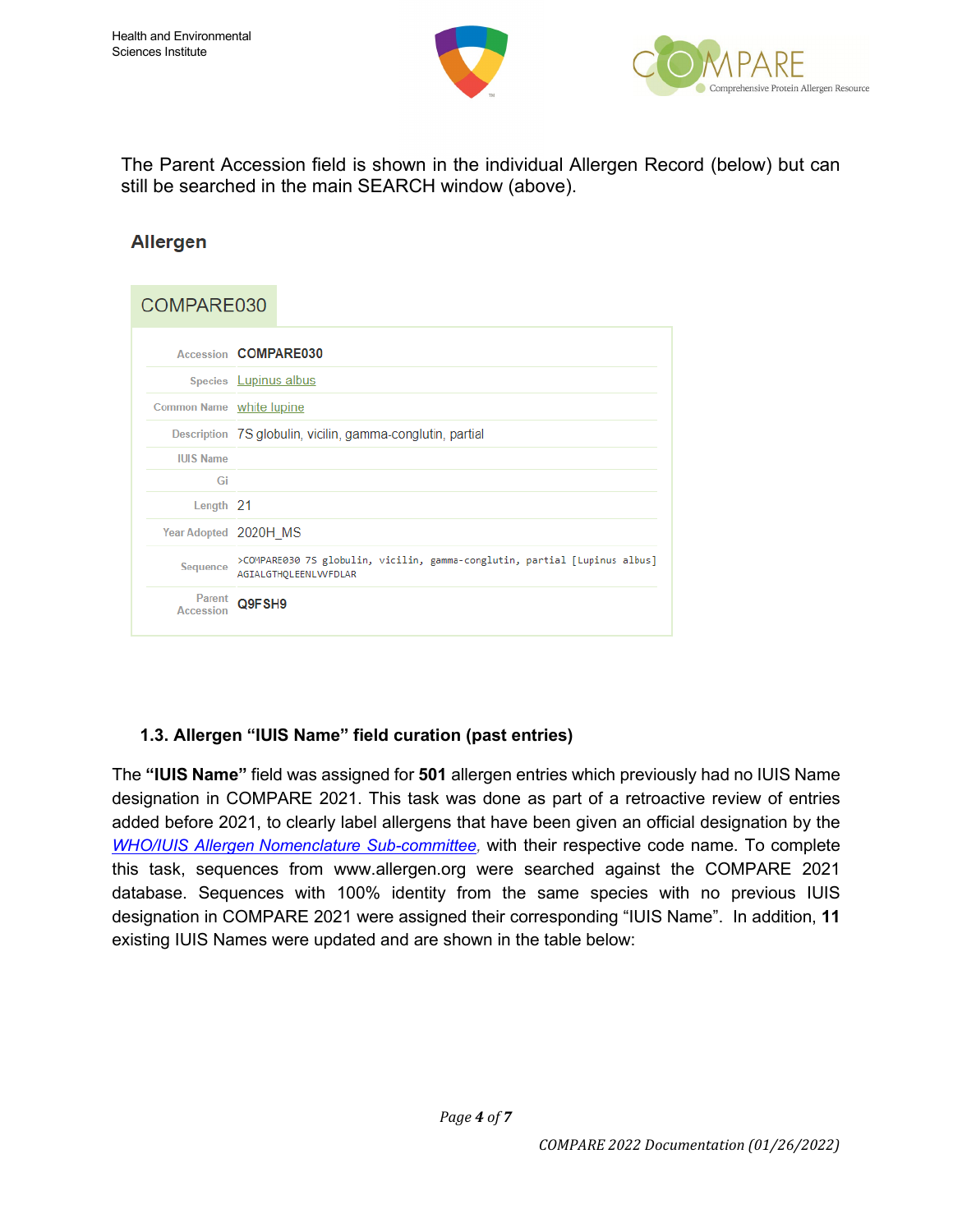The Parent Accession field is shown in the individual Allergen Record (below) but can still be searched in the main SEARCH window (above).

**Allergen**

COMPARE030

| | |
|---|---|
| Accession | **COMPARE030** |
| Species | Lupinus albus |
| Common Name | white lupine |
| Description | 7S globulin, vicilin, gamma-conglutin, partial |
| IUIS Name | |
| Gi | |
| Length | 21 |
| Year Adopted | 2020H_MS |
| Sequence | >COMPARE030 7S globulin, vicilin, gamma-conglutin, partial [Lupinus albus] AGIALGTHQLEENLVVFDLAR |
| Parent Accession | **Q9FSH9** |

### 1.3. Allergen "IUIS Name" field curation (past entries)

The **"IUIS Name"** field was assigned for **501** allergen entries which previously had no IUIS Name designation in COMPARE 2021. This task was done as part of a retroactive review of entries added before 2021, to clearly label allergens that have been given an official designation by the *WHO/IUIS Allergen Nomenclature Sub-committee*, with their respective code name. To complete this task, sequences from www.allergen.org were searched against the COMPARE 2021 database. Sequences with 100% identity from the same species with no previous IUIS designation in COMPARE 2021 were assigned their corresponding "IUIS Name". In addition, **11** existing IUIS Names were updated and are shown in the table below: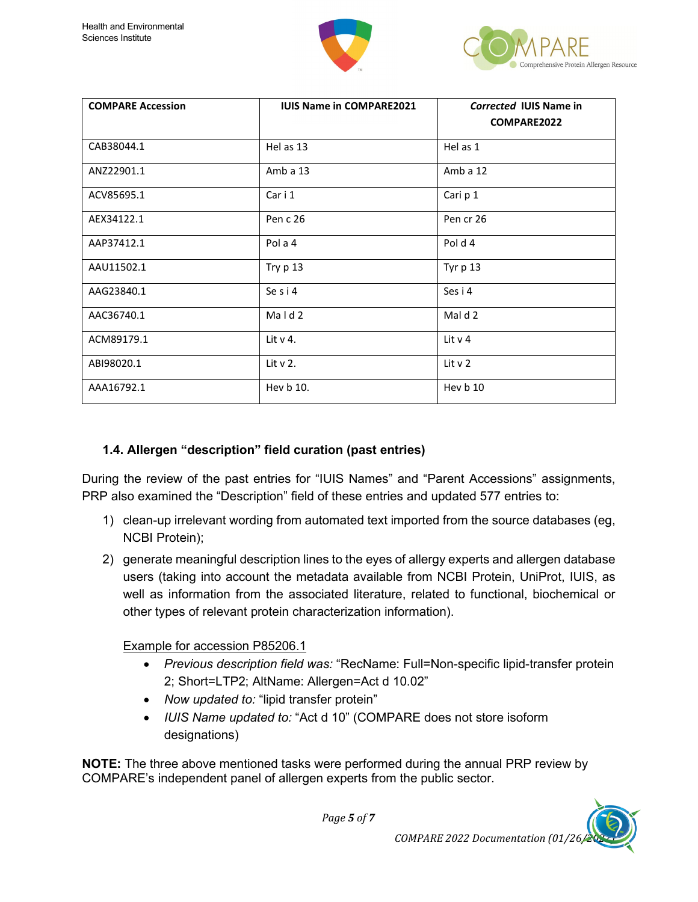| COMPARE Accession | IUIS Name in COMPARE2021 | *Corrected* IUIS Name in COMPARE2022 |
|---|---|---|
| CAB38044.1 | Hel as 13 | Hel as 1 |
| ANZ22901.1 | Amb a 13 | Amb a 12 |
| ACV85695.1 | Car i 1 | Cari p 1 |
| AEX34122.1 | Pen c 26 | Pen cr 26 |
| AAP37412.1 | Pol a 4 | Pol d 4 |
| AAU11502.1 | Try p 13 | Tyr p 13 |
| AAG23840.1 | Se s i 4 | Ses i 4 |
| AAC36740.1 | Ma l d 2 | Mal d 2 |
| ACM89179.1 | Lit v 4. | Lit v 4 |
| ABI98020.1 | Lit v 2. | Lit v 2 |
| AAA16792.1 | Hev b 10. | Hev b 10 |

### 1.4. Allergen “description” field curation (past entries)

During the review of the past entries for “IUIS Names” and “Parent Accessions” assignments, PRP also examined the “Description” field of these entries and updated 577 entries to:

1) clean-up irrelevant wording from automated text imported from the source databases (eg, NCBI Protein);
2) generate meaningful description lines to the eyes of allergy experts and allergen database users (taking into account the metadata available from NCBI Protein, UniProt, IUIS, as well as information from the associated literature, related to functional, biochemical or other types of relevant protein characterization information).

   Example for accession P85206.1

   - *Previous description field was:* “RecName: Full=Non-specific lipid-transfer protein 2; Short=LTP2; AltName: Allergen=Act d 10.02”
   - *Now updated to:* “lipid transfer protein”
   - *IUIS Name updated to:* “Act d 10” (COMPARE does not store isoform designations)

**NOTE:** The three above mentioned tasks were performed during the annual PRP review by COMPARE’s independent panel of allergen experts from the public sector.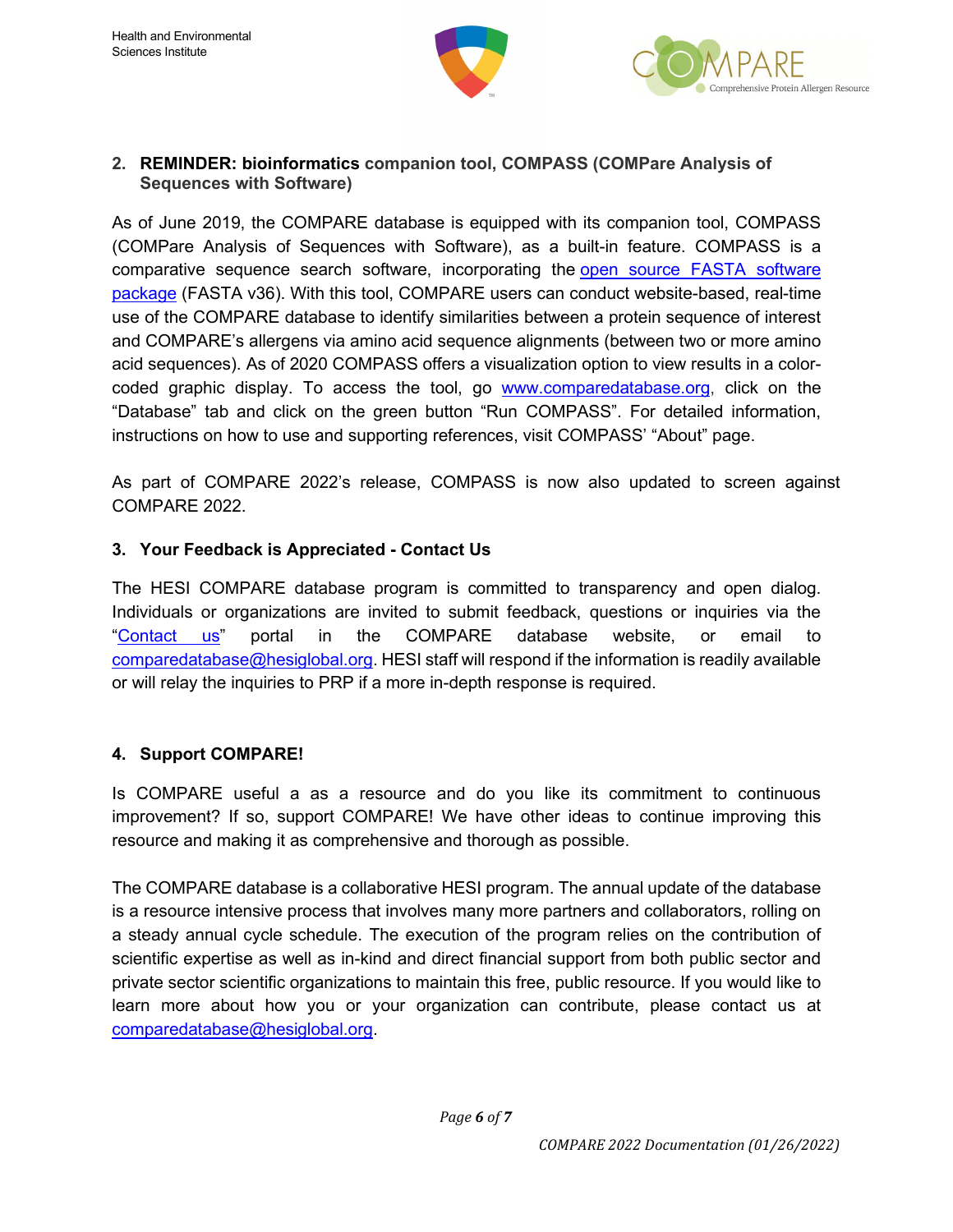## 2. REMINDER: bioinformatics companion tool, COMPASS (COMPare Analysis of Sequences with Software)

As of June 2019, the COMPARE database is equipped with its companion tool, COMPASS (COMPare Analysis of Sequences with Software), as a built-in feature. COMPASS is a comparative sequence search software, incorporating the open source FASTA software package (FASTA v36). With this tool, COMPARE users can conduct website-based, real-time use of the COMPARE database to identify similarities between a protein sequence of interest and COMPARE's allergens via amino acid sequence alignments (between two or more amino acid sequences). As of 2020 COMPASS offers a visualization option to view results in a color-coded graphic display. To access the tool, go www.comparedatabase.org, click on the "Database" tab and click on the green button "Run COMPASS". For detailed information, instructions on how to use and supporting references, visit COMPASS' "About" page.

As part of COMPARE 2022's release, COMPASS is now also updated to screen against COMPARE 2022.

## 3. Your Feedback is Appreciated - Contact Us

The HESI COMPARE database program is committed to transparency and open dialog. Individuals or organizations are invited to submit feedback, questions or inquiries via the "Contact us" portal in the COMPARE database website, or email to comparedatabase@hesiglobal.org. HESI staff will respond if the information is readily available or will relay the inquiries to PRP if a more in-depth response is required.

## 4. Support COMPARE!

Is COMPARE useful a as a resource and do you like its commitment to continuous improvement? If so, support COMPARE! We have other ideas to continue improving this resource and making it as comprehensive and thorough as possible.

The COMPARE database is a collaborative HESI program. The annual update of the database is a resource intensive process that involves many more partners and collaborators, rolling on a steady annual cycle schedule. The execution of the program relies on the contribution of scientific expertise as well as in-kind and direct financial support from both public sector and private sector scientific organizations to maintain this free, public resource. If you would like to learn more about how you or your organization can contribute, please contact us at comparedatabase@hesiglobal.org.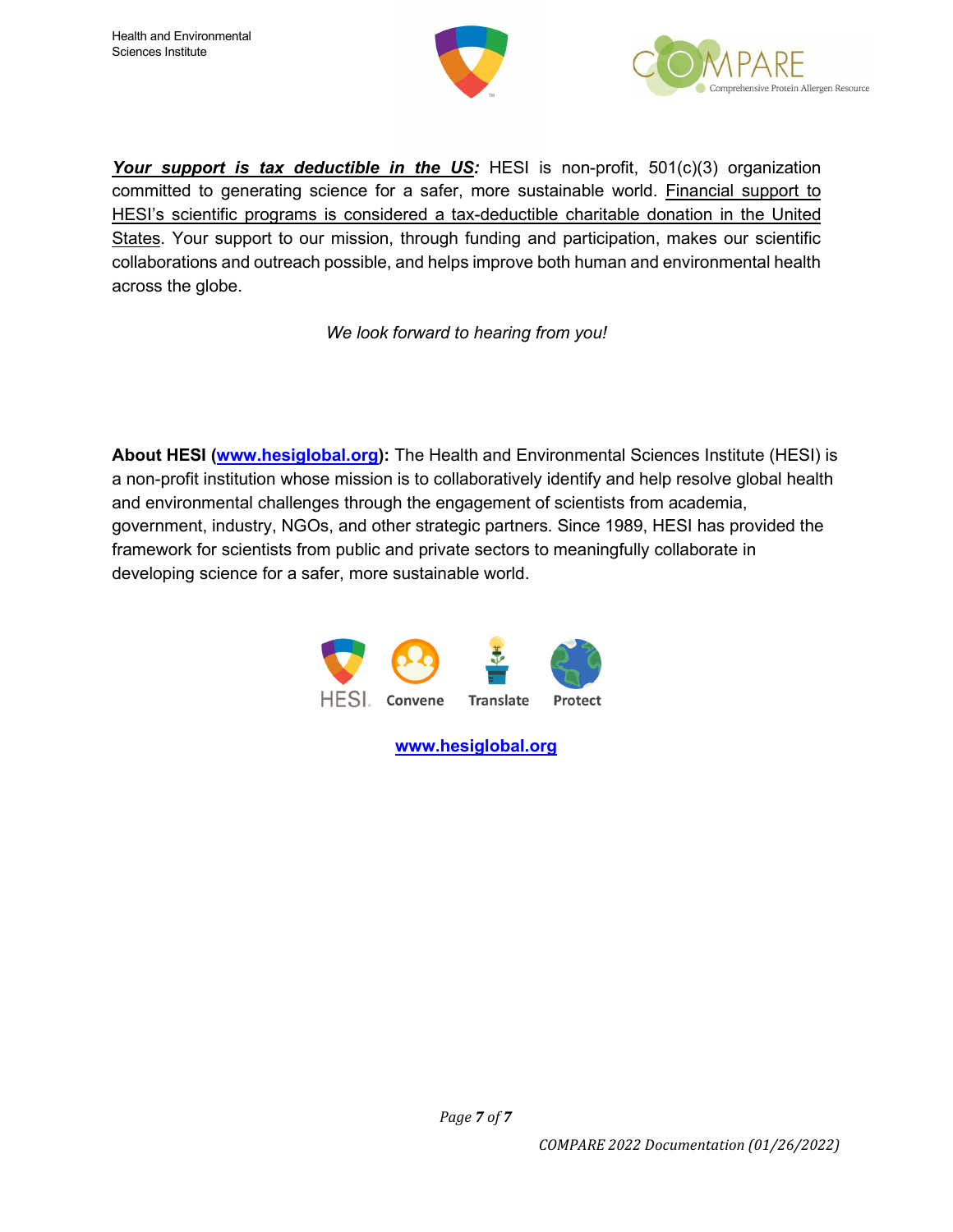***Your support is tax deductible in the US:*** HESI is non-profit, 501(c)(3) organization committed to generating science for a safer, more sustainable world. Financial support to HESI's scientific programs is considered a tax-deductible charitable donation in the United States. Your support to our mission, through funding and participation, makes our scientific collaborations and outreach possible, and helps improve both human and environmental health across the globe.

*We look forward to hearing from you!*

**About HESI ([www.hesiglobal.org](http://www.hesiglobal.org)):** The Health and Environmental Sciences Institute (HESI) is a non-profit institution whose mission is to collaboratively identify and help resolve global health and environmental challenges through the engagement of scientists from academia, government, industry, NGOs, and other strategic partners. Since 1989, HESI has provided the framework for scientists from public and private sectors to meaningfully collaborate in developing science for a safer, more sustainable world.

HESI Convene Translate Protect

[www.hesiglobal.org](http://www.hesiglobal.org)